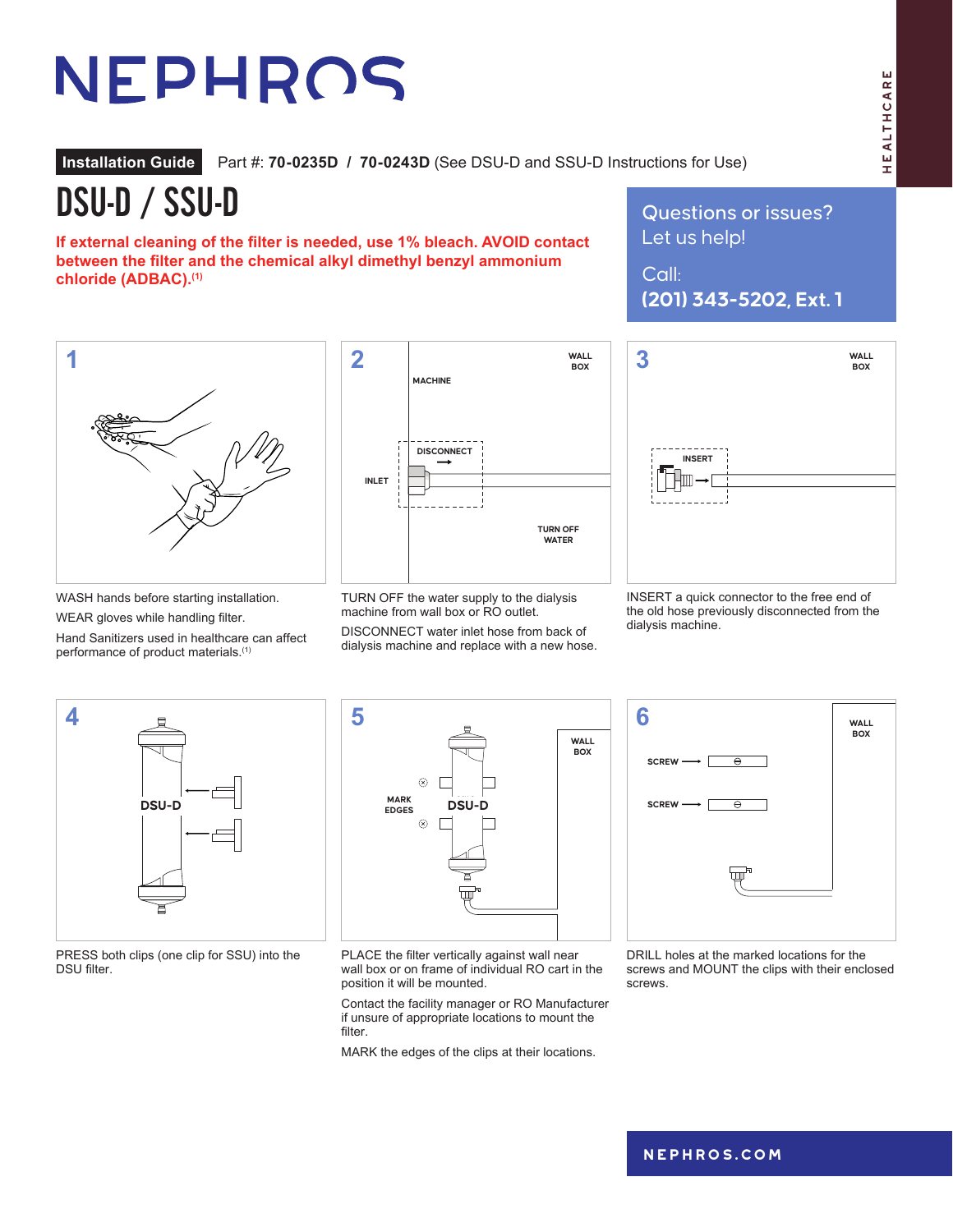# NEPHROS

HEALTHCARE

**Installation Guide** Part #: **70-0235D** / **70-0243D** (See DSU-D and SSU-D Instructions for Use)

# DSU-D / SSU-D

**If external cleaning of the filter is needed, use 1% bleach. AVOID contact between the filter and the chemical alkyl dimethyl benzyl ammonium chloride (ADBAC).[1]**

Questions or issues? Let us help!

Call:
**(201) 343-5202, Ext. 1**

**1**

WASH hands before starting installation.

WEAR gloves while handling filter.

Hand Sanitizers used in healthcare can affect performance of product materials.[1]

**2**

WALL BOX, MACHINE, DISCONNECT, INLET, TURN OFF WATER

TURN OFF the water supply to the dialysis machine from wall box or RO outlet.

DISCONNECT water inlet hose from back of dialysis machine and replace with a new hose.

**3**

WALL BOX, INSERT

INSERT a quick connector to the free end of the old hose previously disconnected from the dialysis machine.

**4**

DSU-D

PRESS both clips (one clip for SSU) into the DSU filter.

**5**

WALL BOX, MARK EDGES, DSU-D

PLACE the filter vertically against wall near wall box or on frame of individual RO cart in the position it will be mounted.

Contact the facility manager or RO Manufacturer if unsure of appropriate locations to mount the filter.

MARK the edges of the clips at their locations.

**6**

WALL BOX, SCREW, SCREW

DRILL holes at the marked locations for the screws and MOUNT the clips with their enclosed screws.

NEPHROS.COM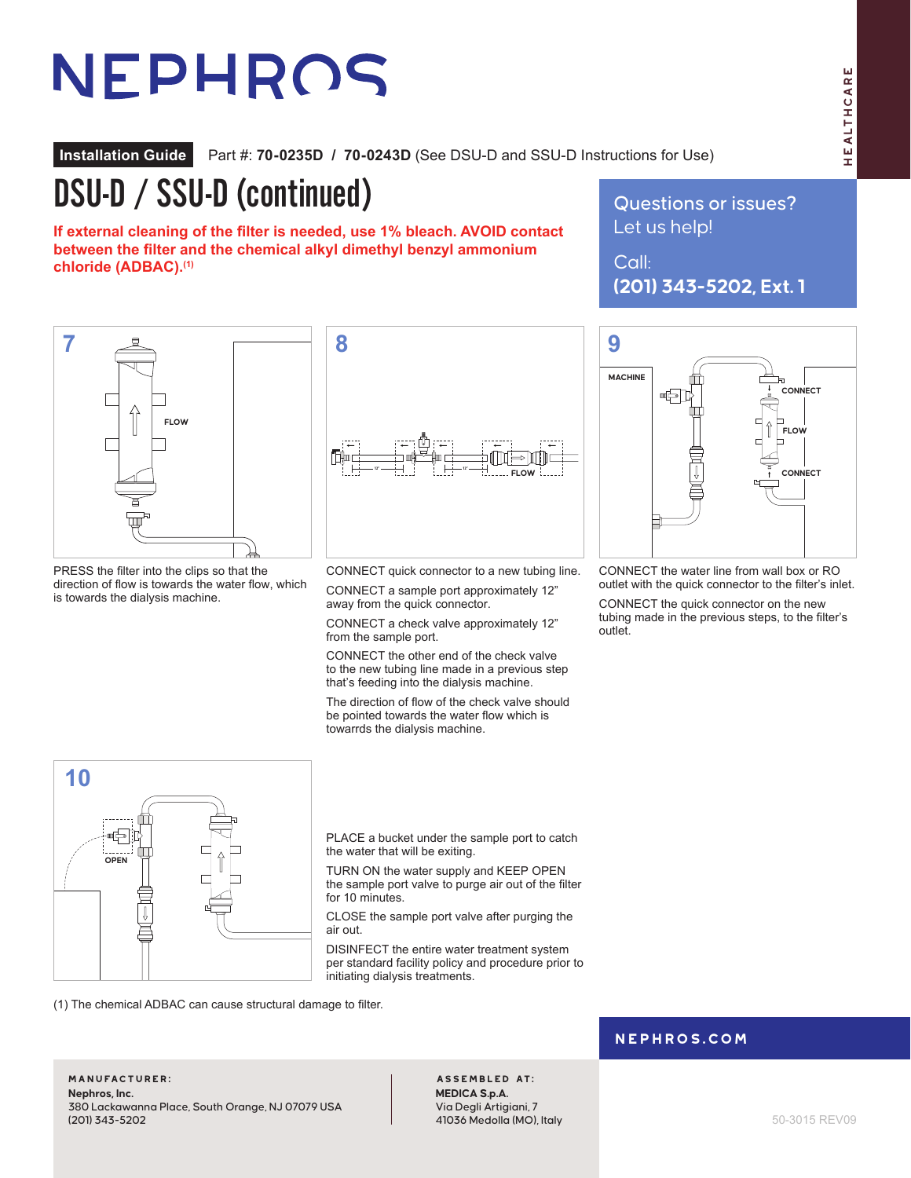# NEPHROS

HEALTHCARE

**Installation Guide** Part #: **70-0235D / 70-0243D** (See DSU-D and SSU-D Instructions for Use)

# DSU-D / SSU-D (continued)

**If external cleaning of the filter is needed, use 1% bleach. AVOID contact between the filter and the chemical alkyl dimethyl benzyl ammonium chloride (ADBAC).[1]**

Questions or issues?
Let us help!

Call:
**(201) 343-5202, Ext. 1**

### 7

FLOW

PRESS the filter into the clips so that the direction of flow is towards the water flow, which is towards the dialysis machine.

### 8

FLOW

CONNECT quick connector to a new tubing line.

CONNECT a sample port approximately 12” away from the quick connector.

CONNECT a check valve approximately 12” from the sample port.

CONNECT the other end of the check valve to the new tubing line made in a previous step that’s feeding into the dialysis machine.

The direction of flow of the check valve should be pointed towards the water flow which is towarrds the dialysis machine.

### 9

MACHINE

CONNECT

FLOW

CONNECT

CONNECT the water line from wall box or RO outlet with the quick connector to the filter’s inlet.

CONNECT the quick connector on the new tubing made in the previous steps, to the filter’s outlet.

### 10

OPEN

PLACE a bucket under the sample port to catch the water that will be exiting.

TURN ON the water supply and KEEP OPEN the sample port valve to purge air out of the filter for 10 minutes.

CLOSE the sample port valve after purging the air out.

DISINFECT the entire water treatment system per standard facility policy and procedure prior to initiating dialysis treatments.

(1) The chemical ADBAC can cause structural damage to filter.

**NEPHROS.COM**

**MANUFACTURER:**
**Nephros, Inc.**
380 Lackawanna Place, South Orange, NJ 07079 USA
(201) 343-5202

**ASSEMBLED AT:**
**MEDICA S.p.A.**
Via Degli Artigiani, 7
41036 Medolla (MO), Italy

50-3015 REV09